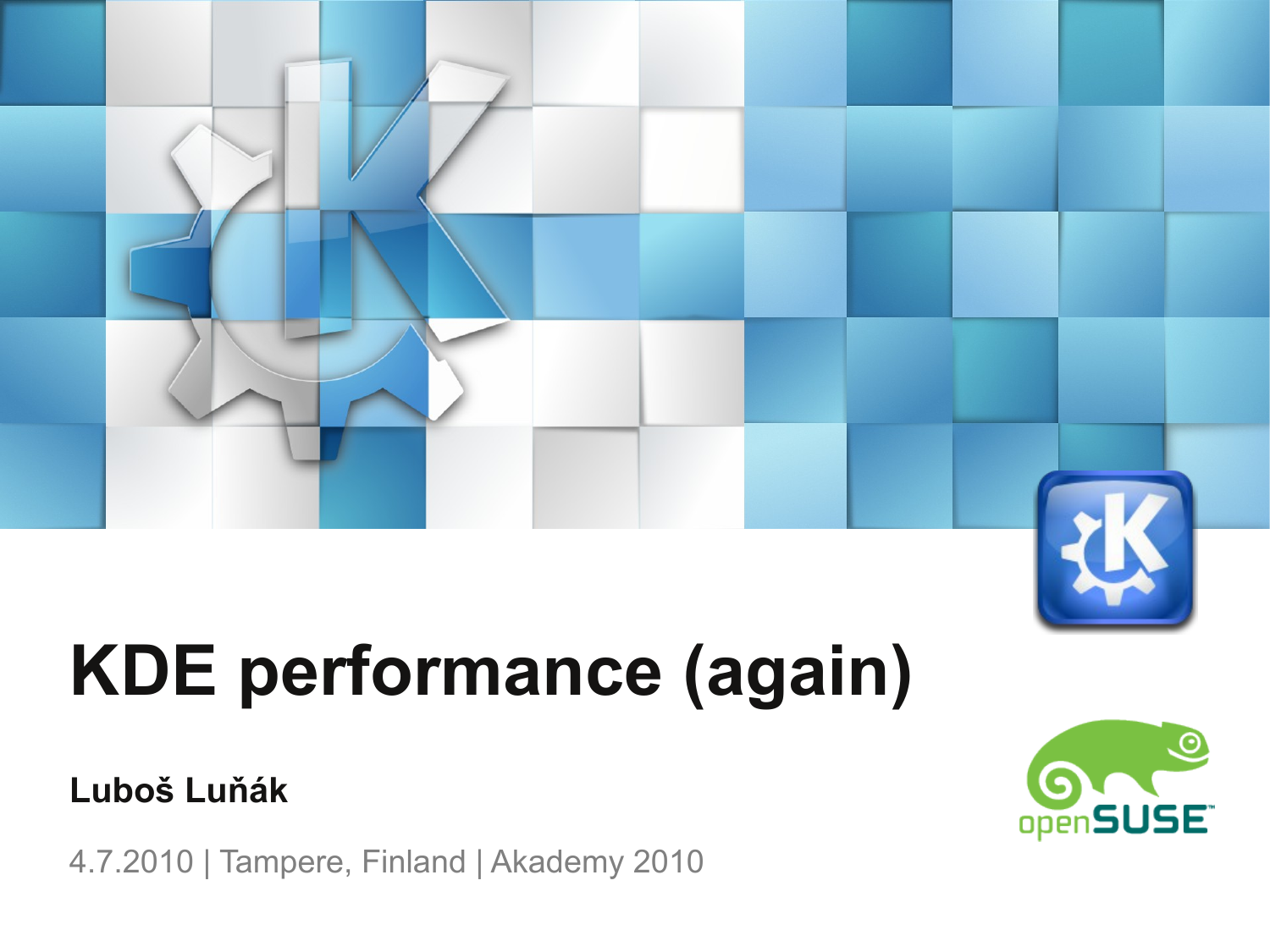# KDE performance (again)

**Luboš Luňák**

4.7.2010 | Tampere, Finland | Akademy 2010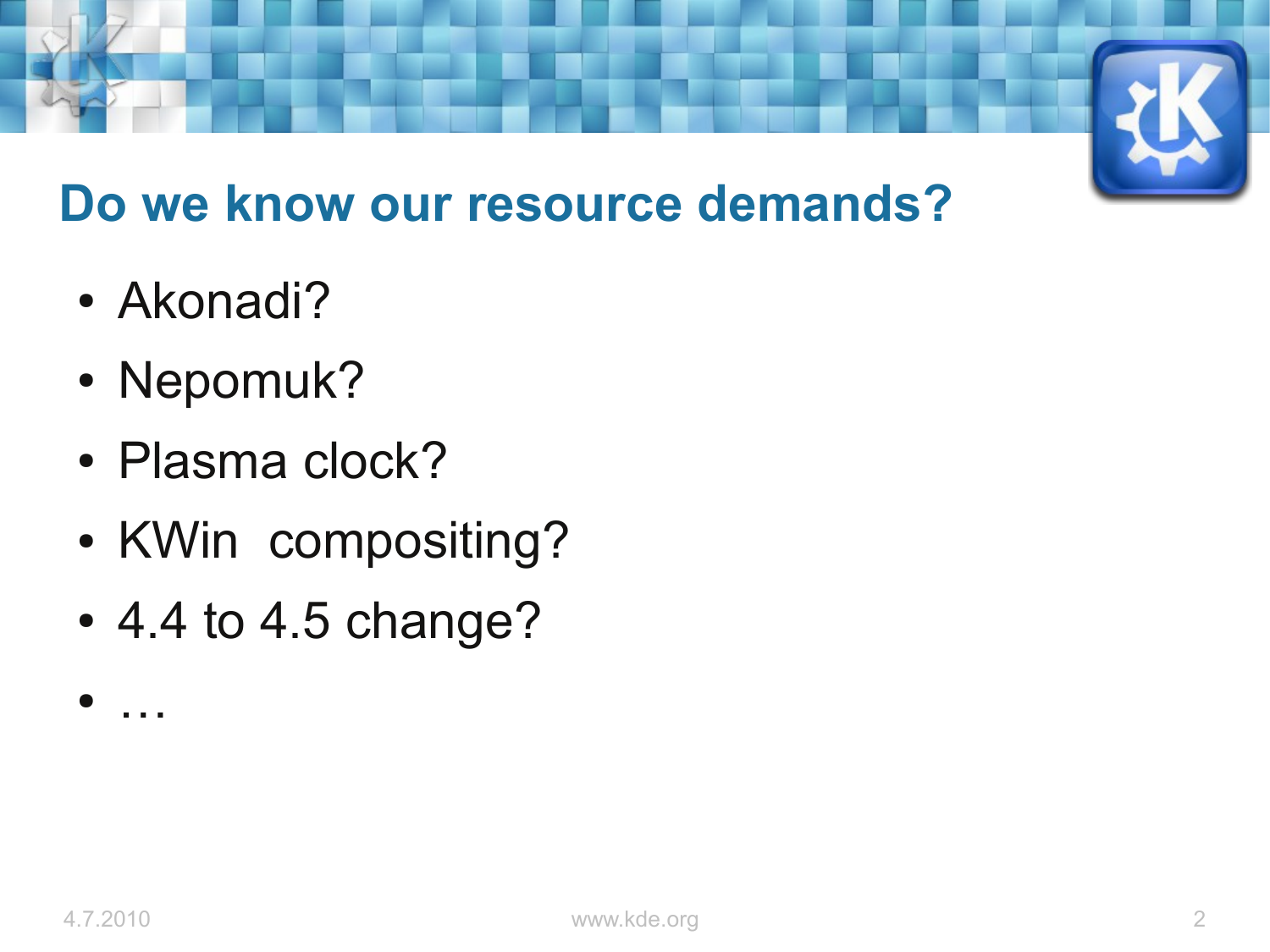## Do we know our resource demands?

- Akonadi?
- Nepomuk?
- Plasma clock?
- KWin  compositing?
- 4.4 to 4.5 change?
- …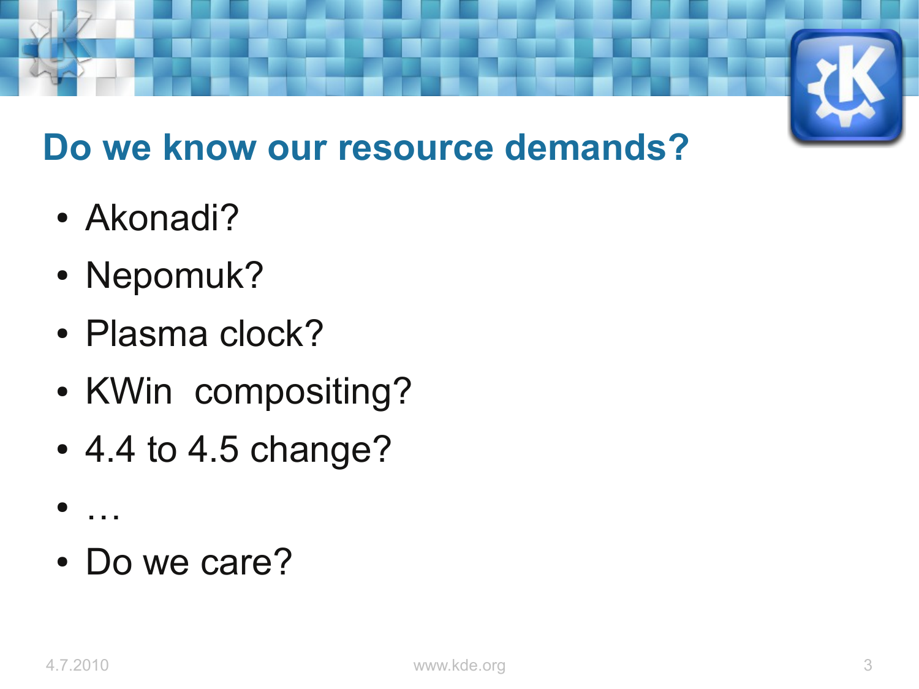# Do we know our resource demands?

- Akonadi?
- Nepomuk?
- Plasma clock?
- KWin  compositing?
- 4.4 to 4.5 change?
- …
- Do we care?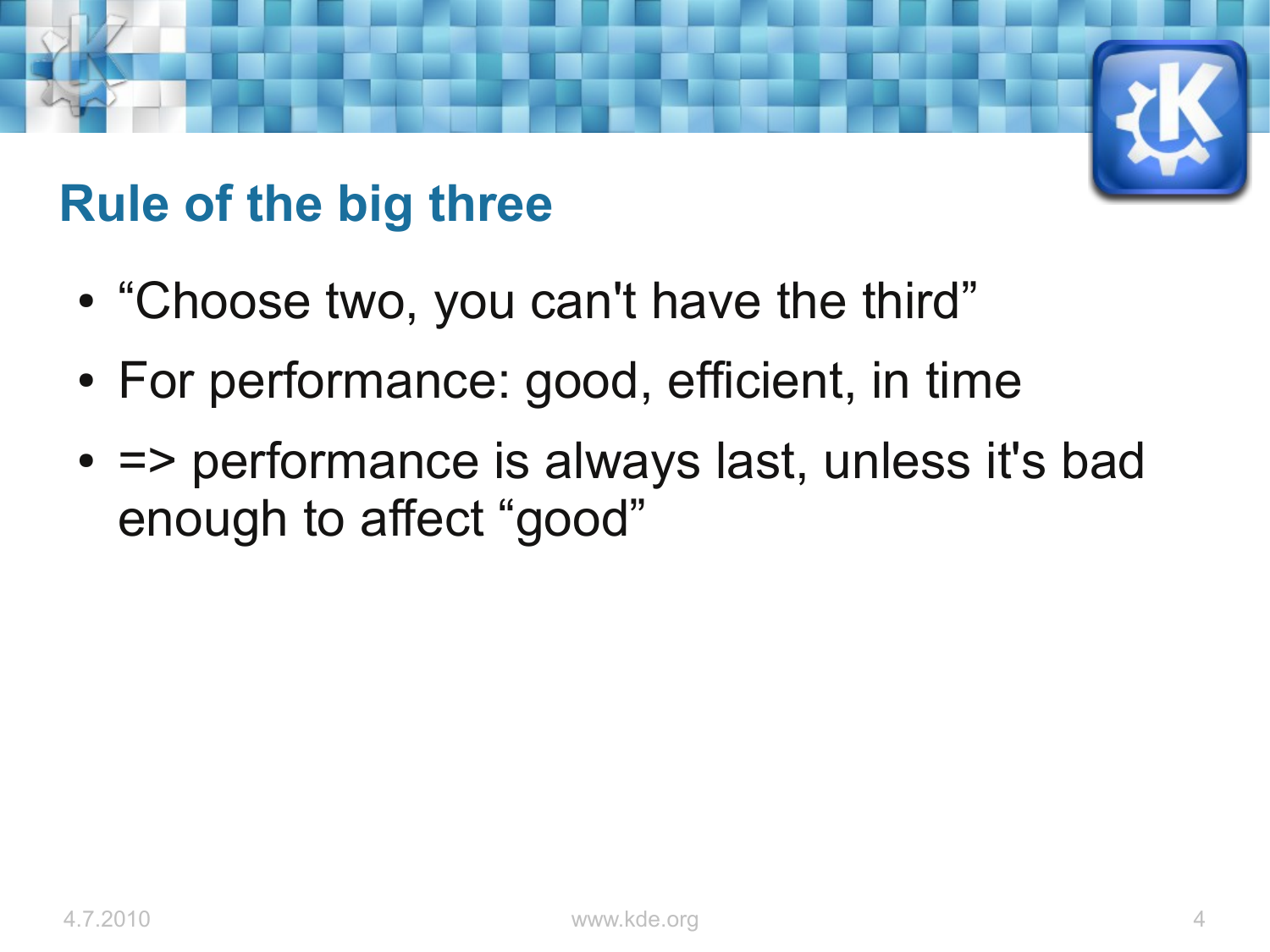## Rule of the big three

- “Choose two, you can't have the third”
- For performance: good, efficient, in time
- => performance is always last, unless it's bad enough to affect “good”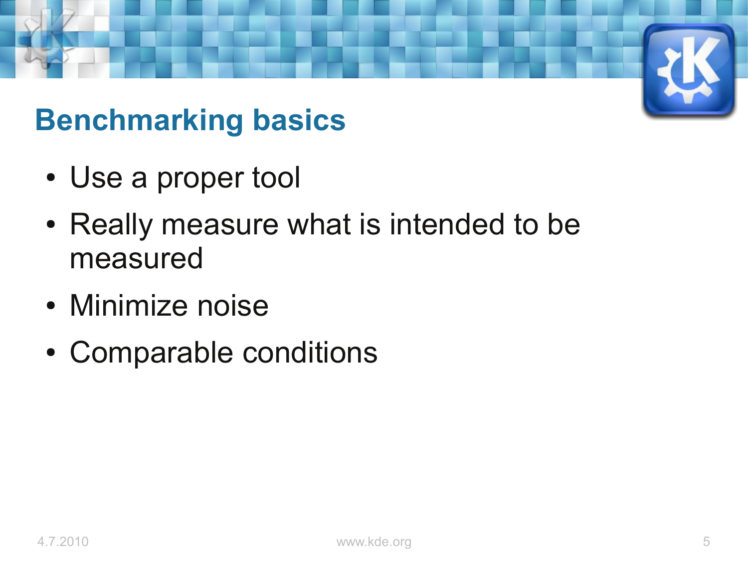## Benchmarking basics

- Use a proper tool
- Really measure what is intended to be measured
- Minimize noise
- Comparable conditions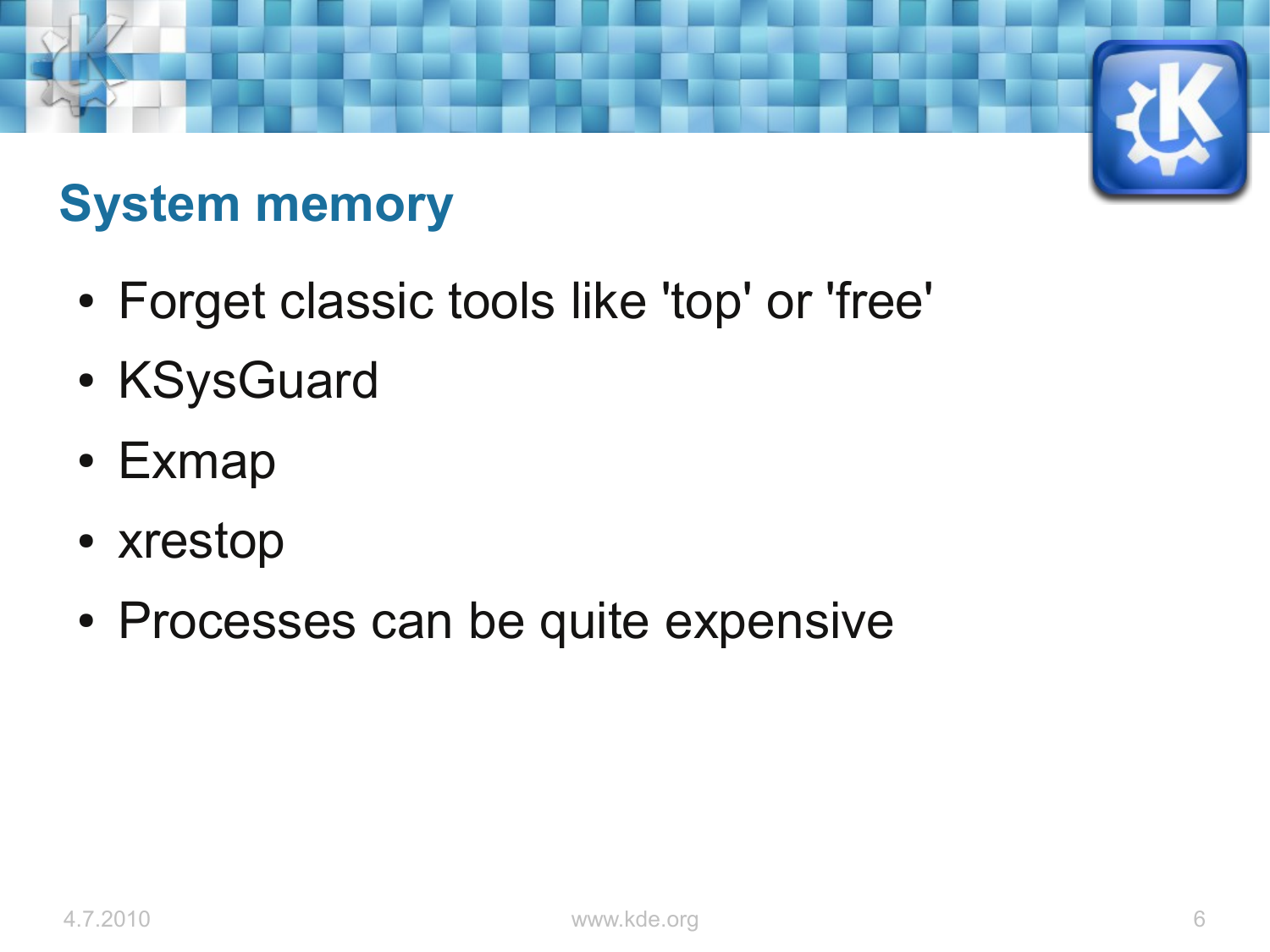## System memory

- Forget classic tools like 'top' or 'free'
- KSysGuard
- Exmap
- xrestop
- Processes can be quite expensive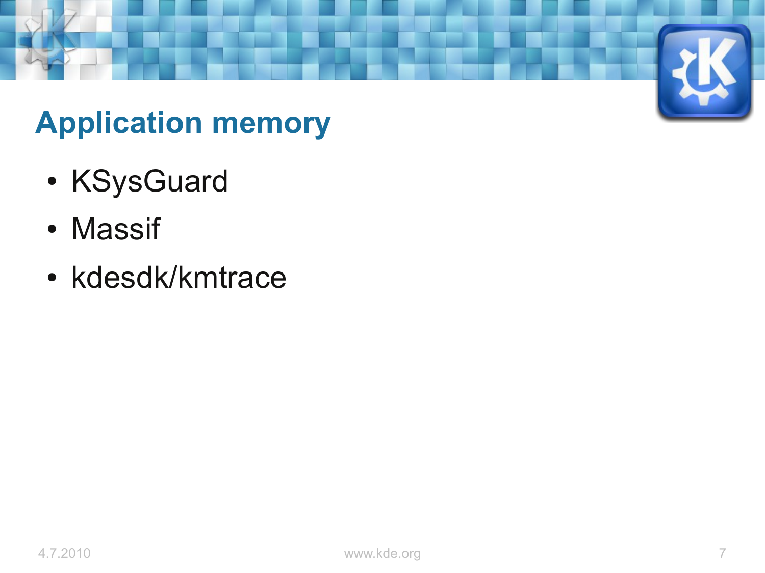# Application memory

- KSysGuard
- Massif
- kdesdk/kmtrace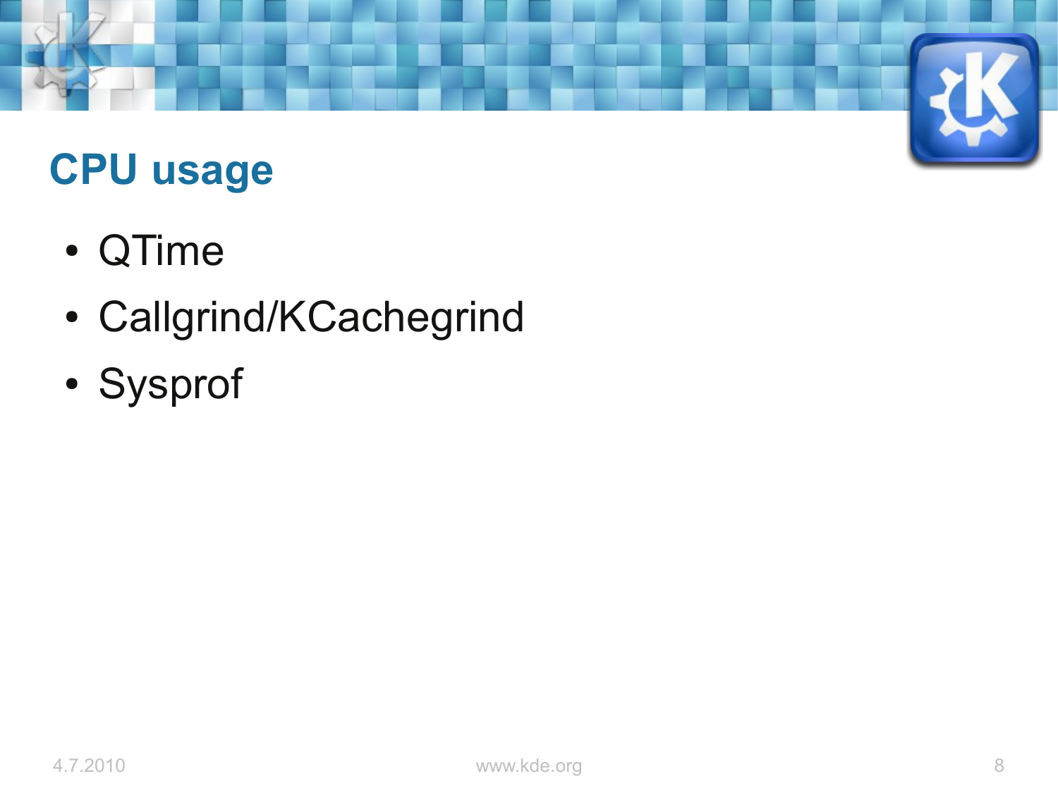## CPU usage

- QTime
- Callgrind/KCachegrind
- Sysprof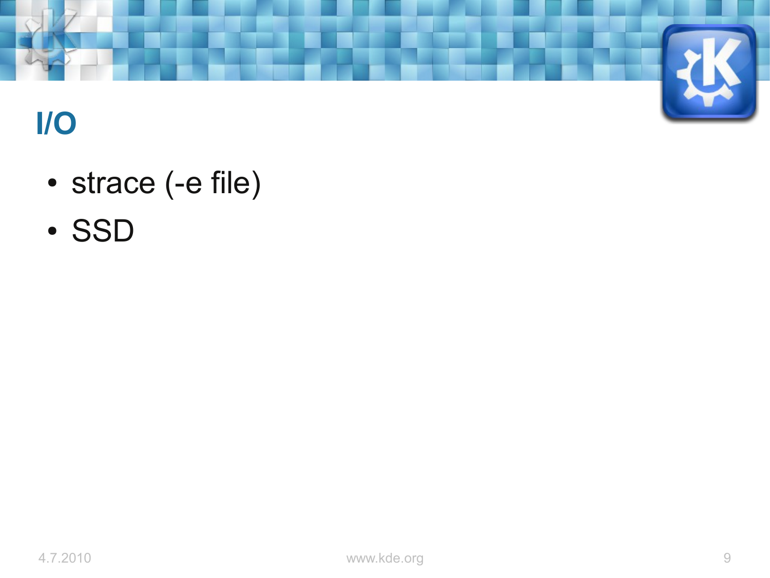# I/O

- strace (-e file)
- SSD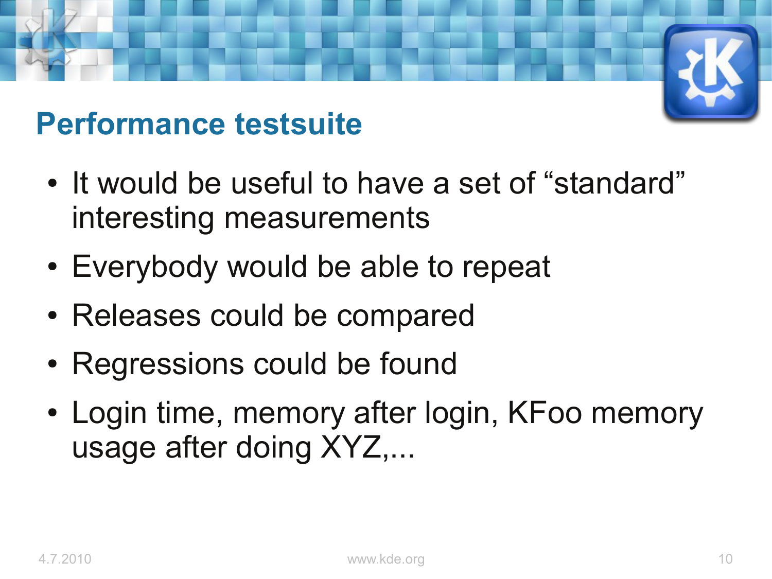## Performance testsuite

- It would be useful to have a set of “standard” interesting measurements
- Everybody would be able to repeat
- Releases could be compared
- Regressions could be found
- Login time, memory after login, KFoo memory usage after doing XYZ,...